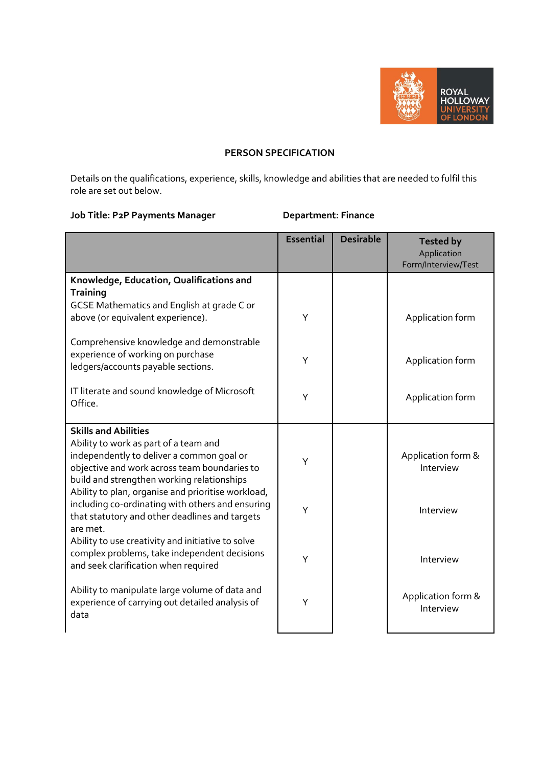## PERSON SPECIFICATION

Details on the qualifications, experience, skills, knowledge and abilities that are needed to fulfil this role are set out below.

**Job Title: P2P Payments Manager** **Department: Finance**

| | Essential | Desirable | Tested by Application Form/Interview/Test |
|---|---|---|---|
| **Knowledge, Education, Qualifications and Training** | | | |
| GCSE Mathematics and English at grade C or above (or equivalent experience). | Y | | Application form |
| Comprehensive knowledge and demonstrable experience of working on purchase ledgers/accounts payable sections. | Y | | Application form |
| IT literate and sound knowledge of Microsoft Office. | Y | | Application form |
| **Skills and Abilities** | | | |
| Ability to work as part of a team and independently to deliver a common goal or objective and work across team boundaries to build and strengthen working relationships | Y | | Application form & Interview |
| Ability to plan, organise and prioritise workload, including co-ordinating with others and ensuring that statutory and other deadlines and targets are met. | Y | | Interview |
| Ability to use creativity and initiative to solve complex problems, take independent decisions and seek clarification when required | Y | | Interview |
| Ability to manipulate large volume of data and experience of carrying out detailed analysis of data | Y | | Application form & Interview |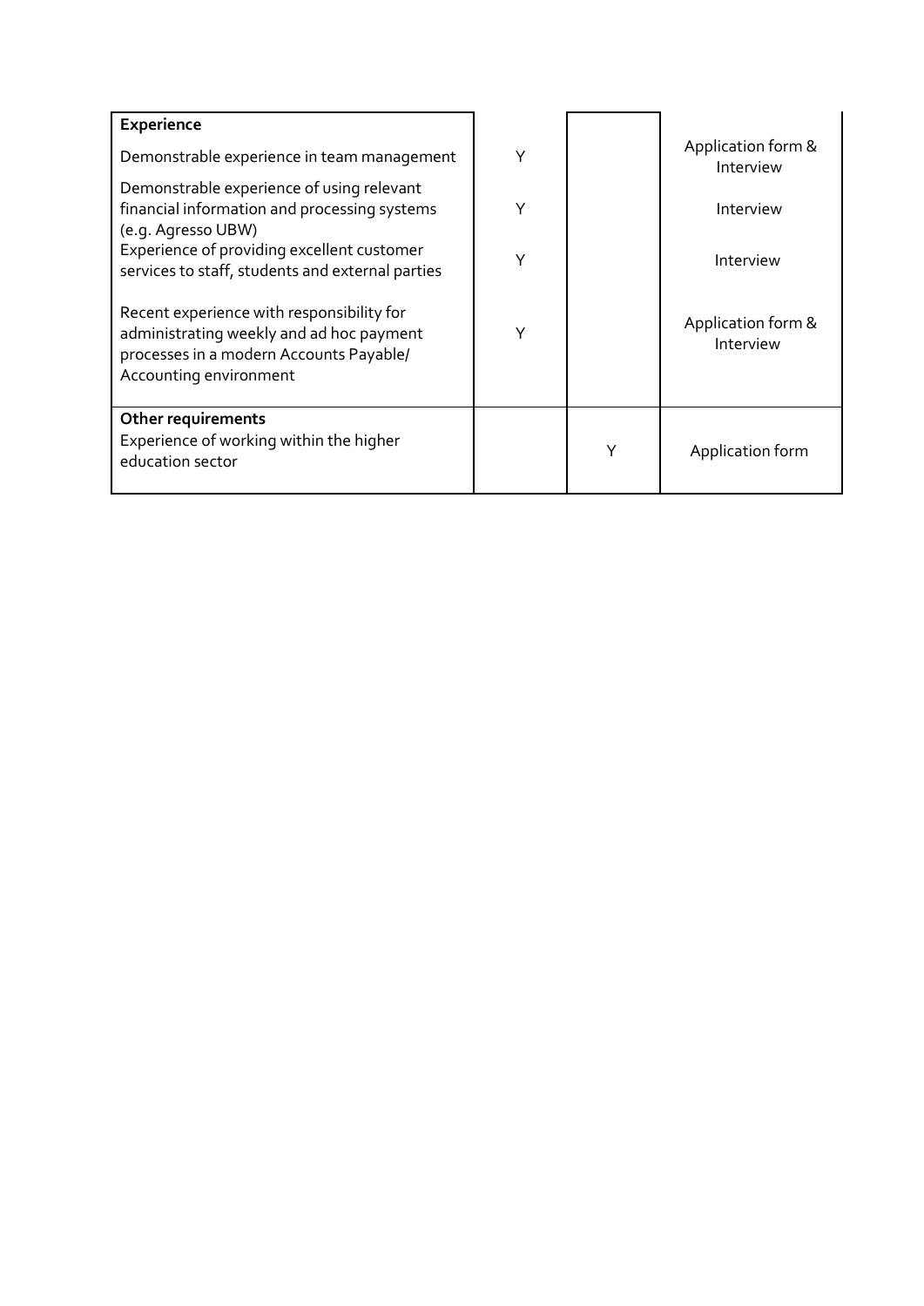| | | | |
|---|---|---|---|
| **Experience** | | | |
| Demonstrable experience in team management | Y | | Application form & Interview |
| Demonstrable experience of using relevant financial information and processing systems (e.g. Agresso UBW) | Y | | Interview |
| Experience of providing excellent customer services to staff, students and external parties | Y | | Interview |
| Recent experience with responsibility for administrating weekly and ad hoc payment processes in a modern Accounts Payable/ Accounting environment | Y | | Application form & Interview |
| **Other requirements** | | | |
| Experience of working within the higher education sector | | Y | Application form |